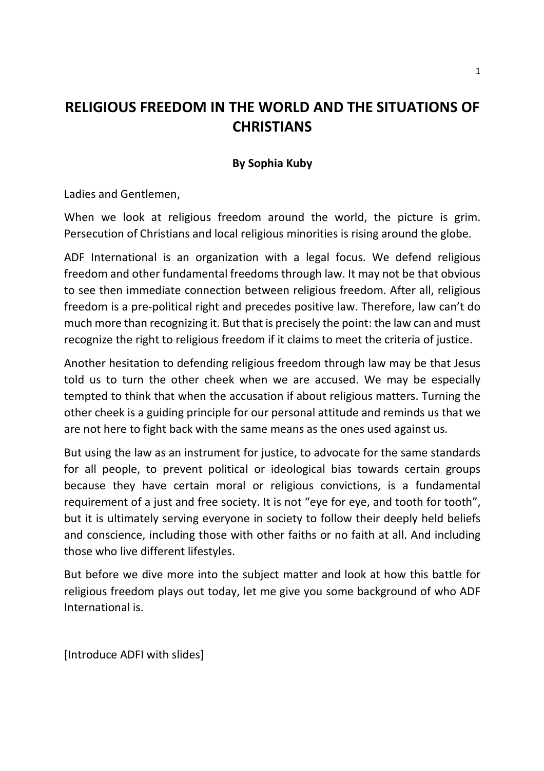# RELIGIOUS FREEDOM IN THE WORLD AND THE SITUATIONS OF CHRISTIANS

**By Sophia Kuby**

Ladies and Gentlemen,

When we look at religious freedom around the world, the picture is grim. Persecution of Christians and local religious minorities is rising around the globe.

ADF International is an organization with a legal focus. We defend religious freedom and other fundamental freedoms through law. It may not be that obvious to see then immediate connection between religious freedom. After all, religious freedom is a pre-political right and precedes positive law. Therefore, law can't do much more than recognizing it. But that is precisely the point: the law can and must recognize the right to religious freedom if it claims to meet the criteria of justice.

Another hesitation to defending religious freedom through law may be that Jesus told us to turn the other cheek when we are accused. We may be especially tempted to think that when the accusation if about religious matters. Turning the other cheek is a guiding principle for our personal attitude and reminds us that we are not here to fight back with the same means as the ones used against us.

But using the law as an instrument for justice, to advocate for the same standards for all people, to prevent political or ideological bias towards certain groups because they have certain moral or religious convictions, is a fundamental requirement of a just and free society. It is not "eye for eye, and tooth for tooth", but it is ultimately serving everyone in society to follow their deeply held beliefs and conscience, including those with other faiths or no faith at all. And including those who live different lifestyles.

But before we dive more into the subject matter and look at how this battle for religious freedom plays out today, let me give you some background of who ADF International is.

[Introduce ADFI with slides]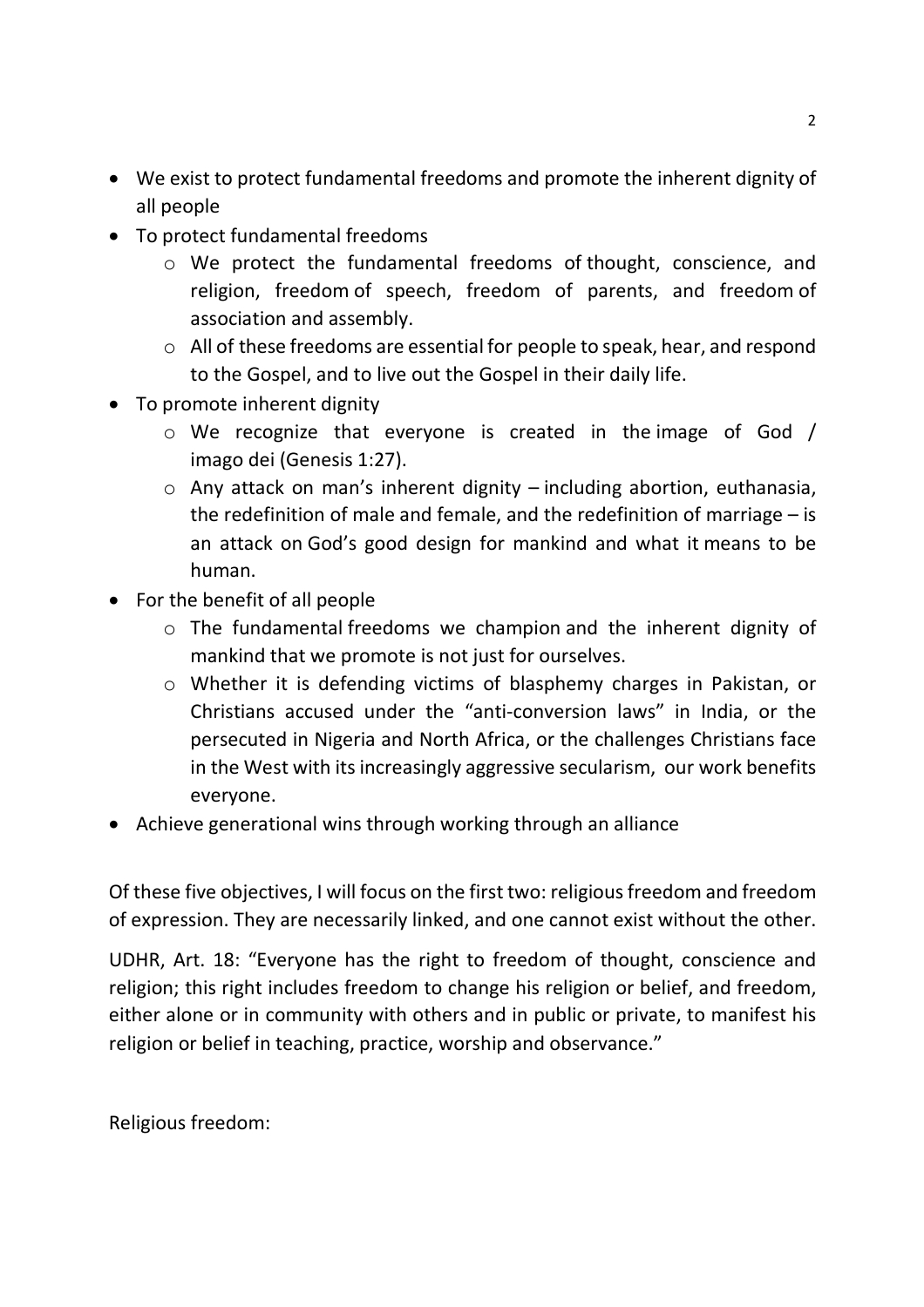- We exist to protect fundamental freedoms and promote the inherent dignity of all people
- To protect fundamental freedoms
  - We protect the fundamental freedoms of thought, conscience, and religion, freedom of speech, freedom of parents, and freedom of association and assembly.
  - All of these freedoms are essential for people to speak, hear, and respond to the Gospel, and to live out the Gospel in their daily life.
- To promote inherent dignity
  - We recognize that everyone is created in the image of God / imago dei (Genesis 1:27).
  - Any attack on man's inherent dignity – including abortion, euthanasia, the redefinition of male and female, and the redefinition of marriage – is an attack on God's good design for mankind and what it means to be human.
- For the benefit of all people
  - The fundamental freedoms we champion and the inherent dignity of mankind that we promote is not just for ourselves.
  - Whether it is defending victims of blasphemy charges in Pakistan, or Christians accused under the "anti-conversion laws" in India, or the persecuted in Nigeria and North Africa, or the challenges Christians face in the West with its increasingly aggressive secularism, our work benefits everyone.
- Achieve generational wins through working through an alliance

Of these five objectives, I will focus on the first two: religious freedom and freedom of expression. They are necessarily linked, and one cannot exist without the other.

UDHR, Art. 18: "Everyone has the right to freedom of thought, conscience and religion; this right includes freedom to change his religion or belief, and freedom, either alone or in community with others and in public or private, to manifest his religion or belief in teaching, practice, worship and observance."

Religious freedom: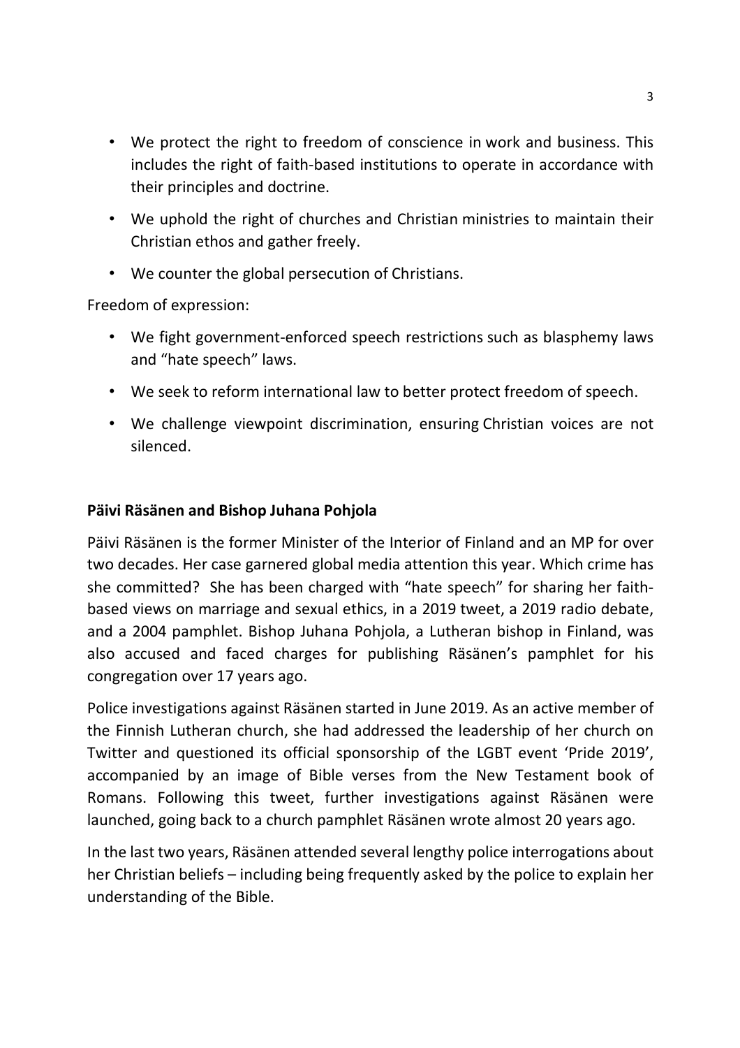- We protect the right to freedom of conscience in work and business. This includes the right of faith-based institutions to operate in accordance with their principles and doctrine.
- We uphold the right of churches and Christian ministries to maintain their Christian ethos and gather freely.
- We counter the global persecution of Christians.

Freedom of expression:

- We fight government-enforced speech restrictions such as blasphemy laws and "hate speech" laws.
- We seek to reform international law to better protect freedom of speech.
- We challenge viewpoint discrimination, ensuring Christian voices are not silenced.

**Päivi Räsänen and Bishop Juhana Pohjola**

Päivi Räsänen is the former Minister of the Interior of Finland and an MP for over two decades. Her case garnered global media attention this year. Which crime has she committed? She has been charged with "hate speech" for sharing her faith-based views on marriage and sexual ethics, in a 2019 tweet, a 2019 radio debate, and a 2004 pamphlet. Bishop Juhana Pohjola, a Lutheran bishop in Finland, was also accused and faced charges for publishing Räsänen's pamphlet for his congregation over 17 years ago.

Police investigations against Räsänen started in June 2019. As an active member of the Finnish Lutheran church, she had addressed the leadership of her church on Twitter and questioned its official sponsorship of the LGBT event 'Pride 2019', accompanied by an image of Bible verses from the New Testament book of Romans. Following this tweet, further investigations against Räsänen were launched, going back to a church pamphlet Räsänen wrote almost 20 years ago.

In the last two years, Räsänen attended several lengthy police interrogations about her Christian beliefs – including being frequently asked by the police to explain her understanding of the Bible.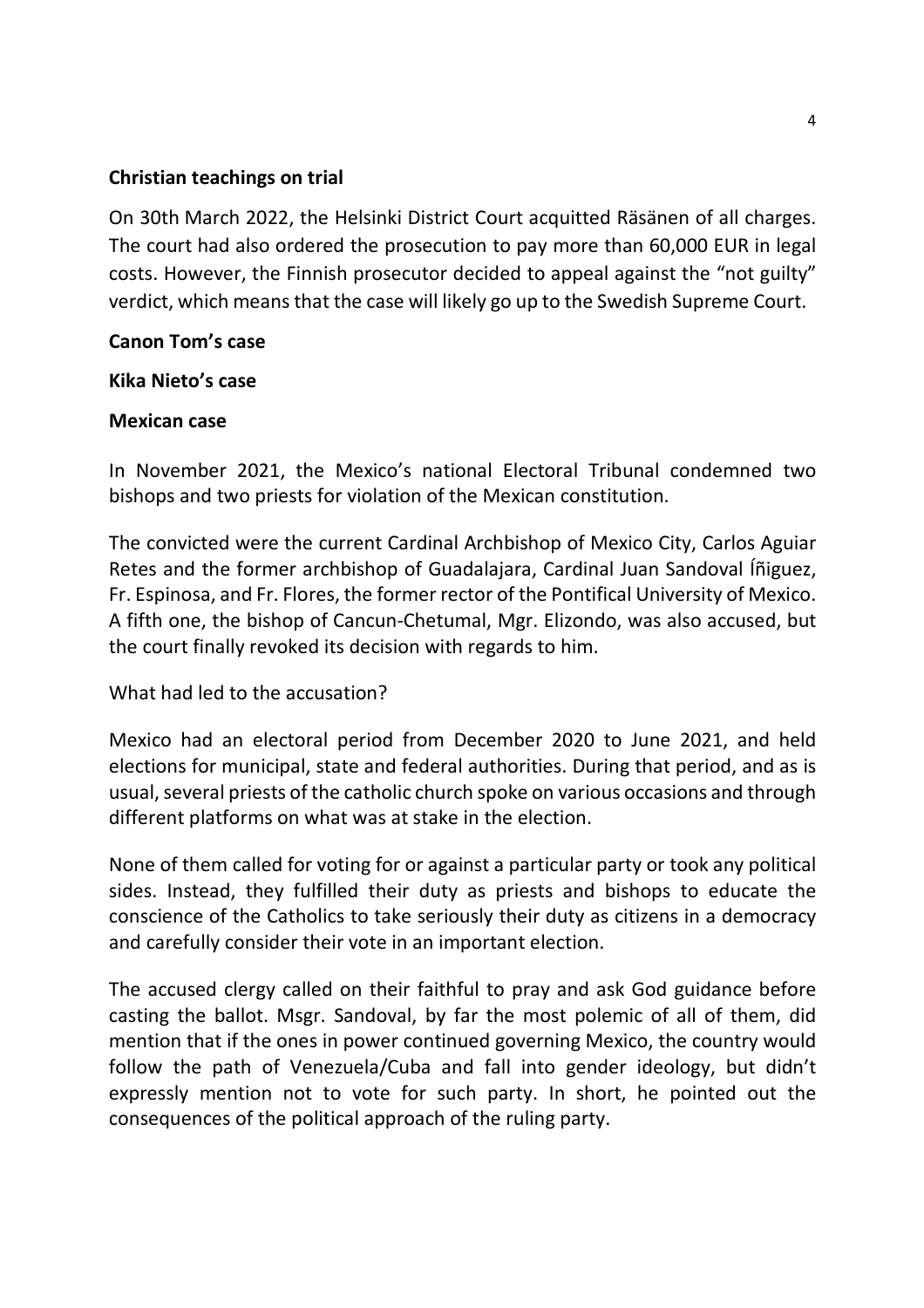**Christian teachings on trial**

On 30th March 2022, the Helsinki District Court acquitted Räsänen of all charges. The court had also ordered the prosecution to pay more than 60,000 EUR in legal costs. However, the Finnish prosecutor decided to appeal against the "not guilty" verdict, which means that the case will likely go up to the Swedish Supreme Court.

**Canon Tom's case**

**Kika Nieto's case**

**Mexican case**

In November 2021, the Mexico's national Electoral Tribunal condemned two bishops and two priests for violation of the Mexican constitution.

The convicted were the current Cardinal Archbishop of Mexico City, Carlos Aguiar Retes and the former archbishop of Guadalajara, Cardinal Juan Sandoval Íñiguez, Fr. Espinosa, and Fr. Flores, the former rector of the Pontifical University of Mexico. A fifth one, the bishop of Cancun-Chetumal, Mgr. Elizondo, was also accused, but the court finally revoked its decision with regards to him.

What had led to the accusation?

Mexico had an electoral period from December 2020 to June 2021, and held elections for municipal, state and federal authorities. During that period, and as is usual, several priests of the catholic church spoke on various occasions and through different platforms on what was at stake in the election.

None of them called for voting for or against a particular party or took any political sides. Instead, they fulfilled their duty as priests and bishops to educate the conscience of the Catholics to take seriously their duty as citizens in a democracy and carefully consider their vote in an important election.

The accused clergy called on their faithful to pray and ask God guidance before casting the ballot. Msgr. Sandoval, by far the most polemic of all of them, did mention that if the ones in power continued governing Mexico, the country would follow the path of Venezuela/Cuba and fall into gender ideology, but didn't expressly mention not to vote for such party. In short, he pointed out the consequences of the political approach of the ruling party.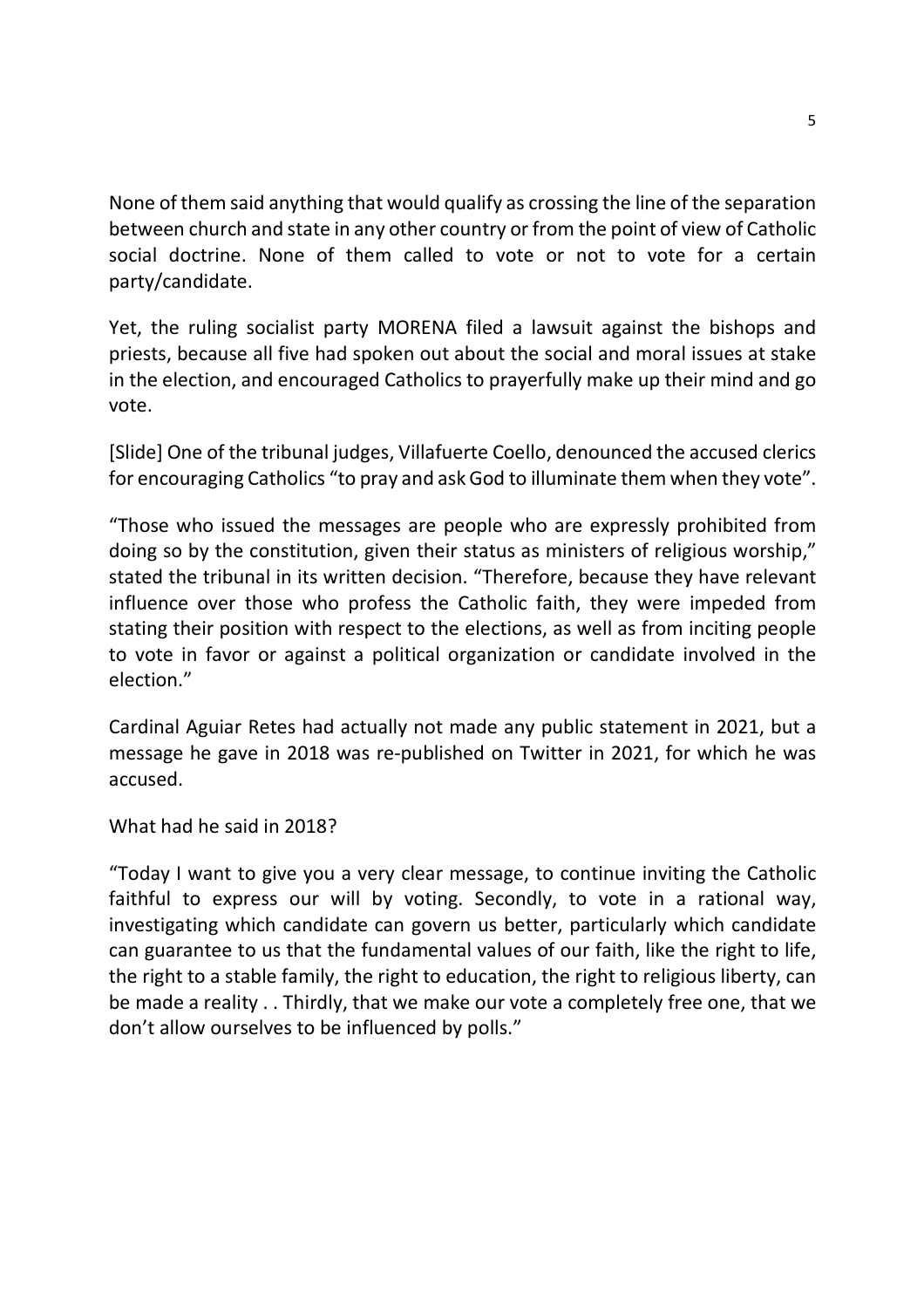None of them said anything that would qualify as crossing the line of the separation between church and state in any other country or from the point of view of Catholic social doctrine. None of them called to vote or not to vote for a certain party/candidate.

Yet, the ruling socialist party MORENA filed a lawsuit against the bishops and priests, because all five had spoken out about the social and moral issues at stake in the election, and encouraged Catholics to prayerfully make up their mind and go vote.

[Slide] One of the tribunal judges, Villafuerte Coello, denounced the accused clerics for encouraging Catholics "to pray and ask God to illuminate them when they vote".

"Those who issued the messages are people who are expressly prohibited from doing so by the constitution, given their status as ministers of religious worship," stated the tribunal in its written decision. "Therefore, because they have relevant influence over those who profess the Catholic faith, they were impeded from stating their position with respect to the elections, as well as from inciting people to vote in favor or against a political organization or candidate involved in the election."

Cardinal Aguiar Retes had actually not made any public statement in 2021, but a message he gave in 2018 was re-published on Twitter in 2021, for which he was accused.

What had he said in 2018?

"Today I want to give you a very clear message, to continue inviting the Catholic faithful to express our will by voting. Secondly, to vote in a rational way, investigating which candidate can govern us better, particularly which candidate can guarantee to us that the fundamental values of our faith, like the right to life, the right to a stable family, the right to education, the right to religious liberty, can be made a reality . . Thirdly, that we make our vote a completely free one, that we don't allow ourselves to be influenced by polls."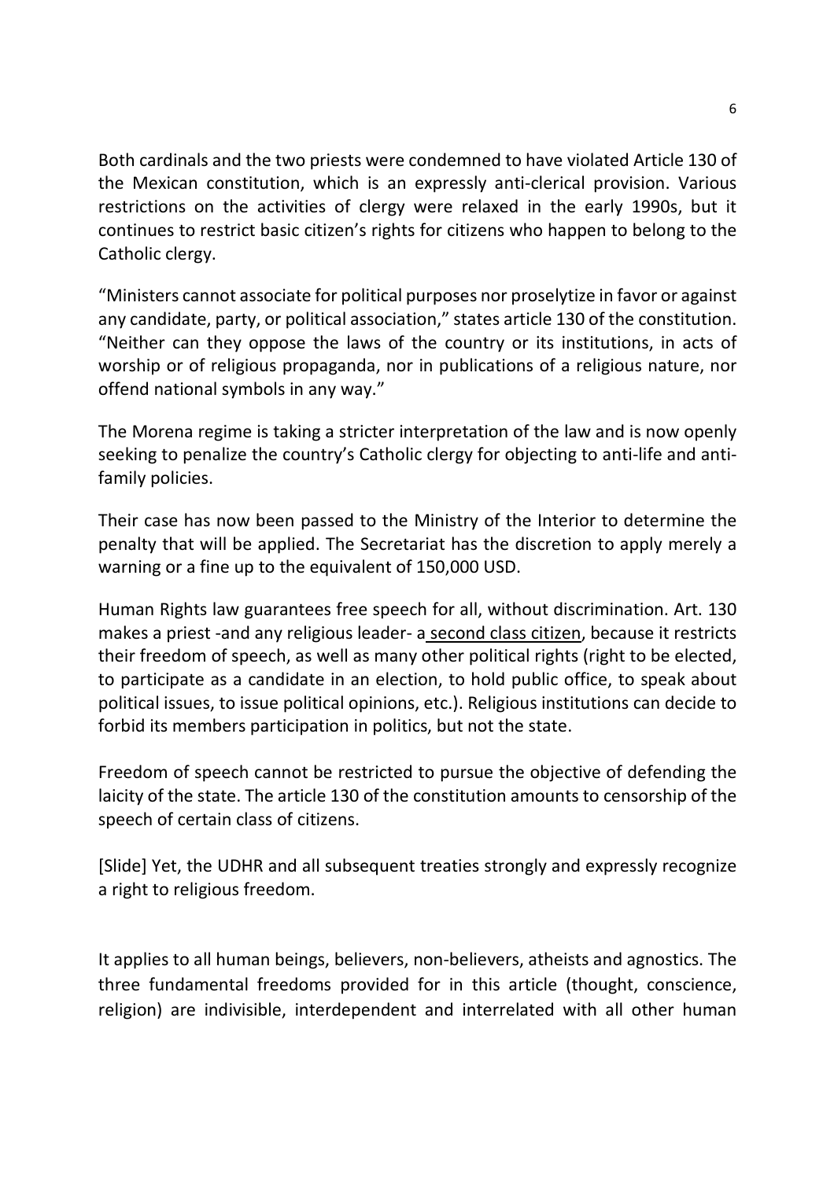Both cardinals and the two priests were condemned to have violated Article 130 of the Mexican constitution, which is an expressly anti-clerical provision. Various restrictions on the activities of clergy were relaxed in the early 1990s, but it continues to restrict basic citizen's rights for citizens who happen to belong to the Catholic clergy.

"Ministers cannot associate for political purposes nor proselytize in favor or against any candidate, party, or political association," states article 130 of the constitution. "Neither can they oppose the laws of the country or its institutions, in acts of worship or of religious propaganda, nor in publications of a religious nature, nor offend national symbols in any way."

The Morena regime is taking a stricter interpretation of the law and is now openly seeking to penalize the country's Catholic clergy for objecting to anti-life and anti-family policies.

Their case has now been passed to the Ministry of the Interior to determine the penalty that will be applied. The Secretariat has the discretion to apply merely a warning or a fine up to the equivalent of 150,000 USD.

Human Rights law guarantees free speech for all, without discrimination. Art. 130 makes a priest -and any religious leader- a second class citizen, because it restricts their freedom of speech, as well as many other political rights (right to be elected, to participate as a candidate in an election, to hold public office, to speak about political issues, to issue political opinions, etc.). Religious institutions can decide to forbid its members participation in politics, but not the state.

Freedom of speech cannot be restricted to pursue the objective of defending the laicity of the state. The article 130 of the constitution amounts to censorship of the speech of certain class of citizens.

[Slide] Yet, the UDHR and all subsequent treaties strongly and expressly recognize a right to religious freedom.

It applies to all human beings, believers, non-believers, atheists and agnostics. The three fundamental freedoms provided for in this article (thought, conscience, religion) are indivisible, interdependent and interrelated with all other human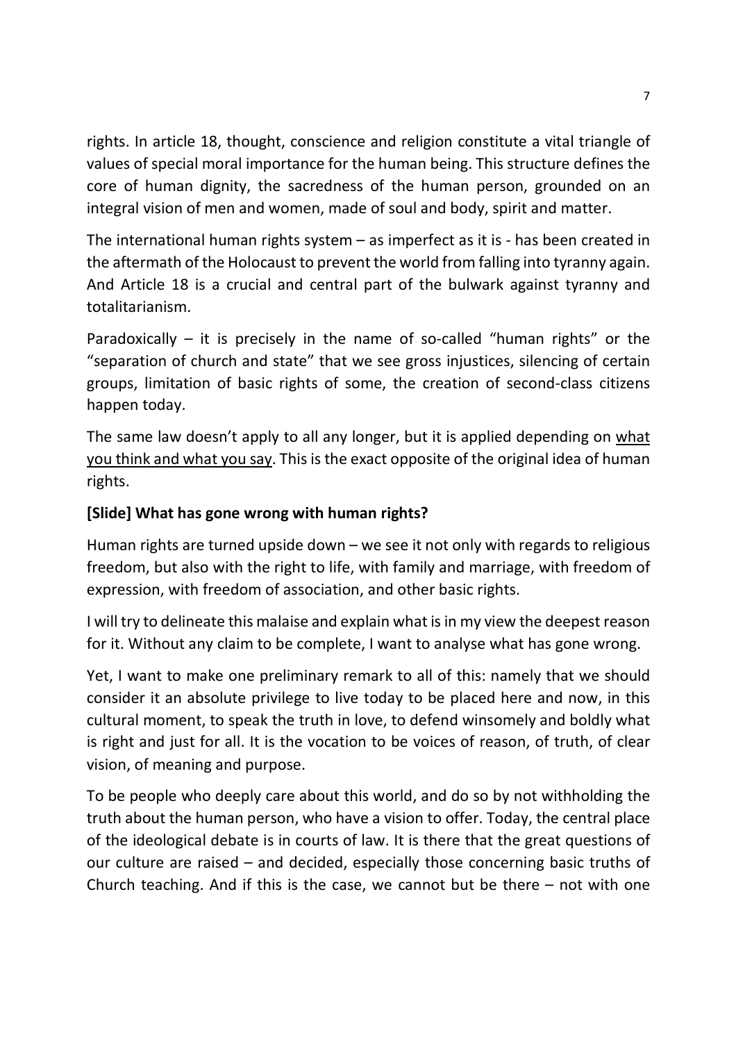rights. In article 18, thought, conscience and religion constitute a vital triangle of values of special moral importance for the human being. This structure defines the core of human dignity, the sacredness of the human person, grounded on an integral vision of men and women, made of soul and body, spirit and matter.

The international human rights system – as imperfect as it is - has been created in the aftermath of the Holocaust to prevent the world from falling into tyranny again. And Article 18 is a crucial and central part of the bulwark against tyranny and totalitarianism.

Paradoxically – it is precisely in the name of so-called "human rights" or the "separation of church and state" that we see gross injustices, silencing of certain groups, limitation of basic rights of some, the creation of second-class citizens happen today.

The same law doesn't apply to all any longer, but it is applied depending on <u>what you think and what you say</u>. This is the exact opposite of the original idea of human rights.

**[Slide] What has gone wrong with human rights?**

Human rights are turned upside down – we see it not only with regards to religious freedom, but also with the right to life, with family and marriage, with freedom of expression, with freedom of association, and other basic rights.

I will try to delineate this malaise and explain what is in my view the deepest reason for it. Without any claim to be complete, I want to analyse what has gone wrong.

Yet, I want to make one preliminary remark to all of this: namely that we should consider it an absolute privilege to live today to be placed here and now, in this cultural moment, to speak the truth in love, to defend winsomely and boldly what is right and just for all. It is the vocation to be voices of reason, of truth, of clear vision, of meaning and purpose.

To be people who deeply care about this world, and do so by not withholding the truth about the human person, who have a vision to offer. Today, the central place of the ideological debate is in courts of law. It is there that the great questions of our culture are raised – and decided, especially those concerning basic truths of Church teaching. And if this is the case, we cannot but be there – not with one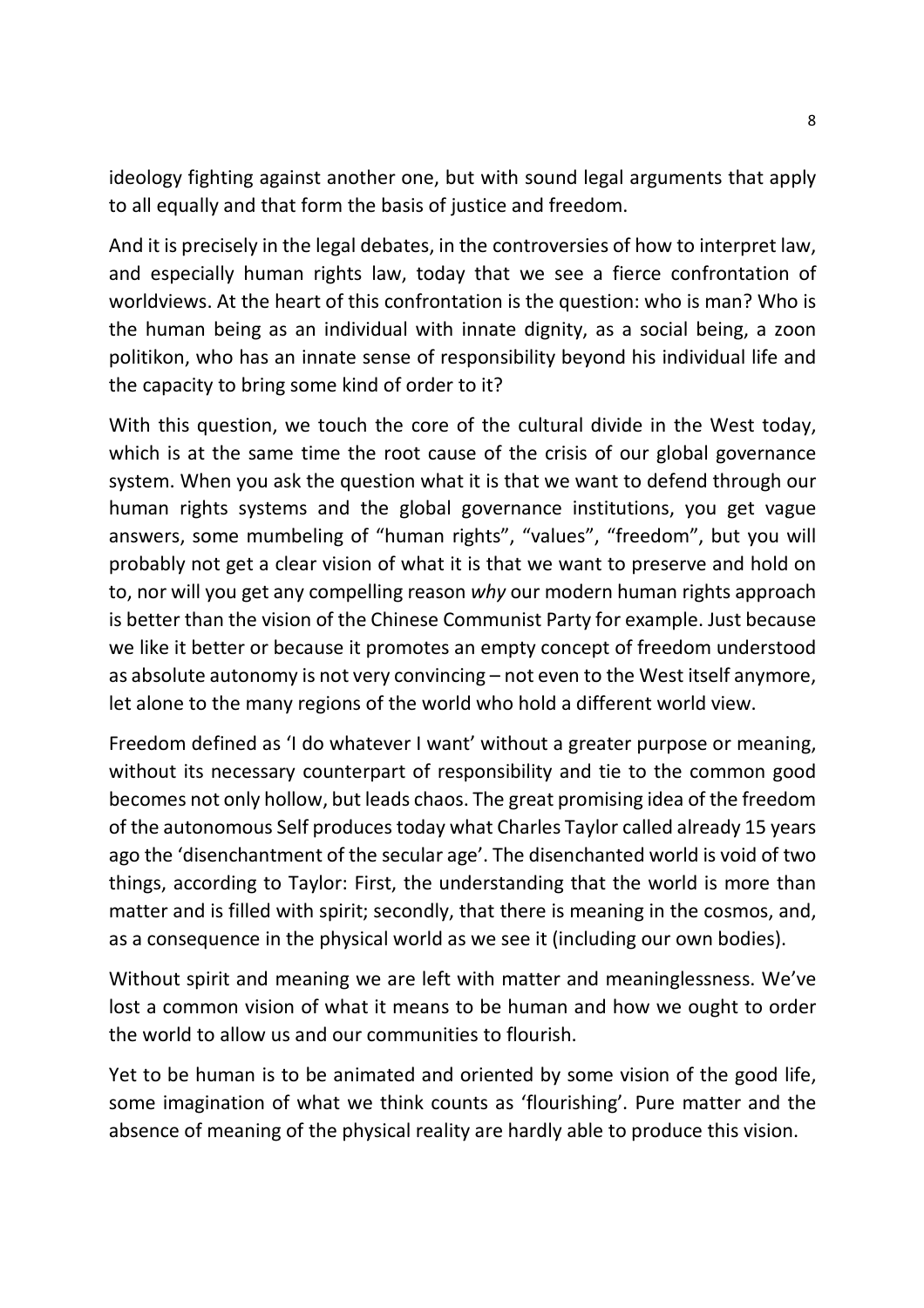ideology fighting against another one, but with sound legal arguments that apply to all equally and that form the basis of justice and freedom.

And it is precisely in the legal debates, in the controversies of how to interpret law, and especially human rights law, today that we see a fierce confrontation of worldviews. At the heart of this confrontation is the question: who is man? Who is the human being as an individual with innate dignity, as a social being, a zoon politikon, who has an innate sense of responsibility beyond his individual life and the capacity to bring some kind of order to it?

With this question, we touch the core of the cultural divide in the West today, which is at the same time the root cause of the crisis of our global governance system. When you ask the question what it is that we want to defend through our human rights systems and the global governance institutions, you get vague answers, some mumbeling of "human rights", "values", "freedom", but you will probably not get a clear vision of what it is that we want to preserve and hold on to, nor will you get any compelling reason *why* our modern human rights approach is better than the vision of the Chinese Communist Party for example. Just because we like it better or because it promotes an empty concept of freedom understood as absolute autonomy is not very convincing – not even to the West itself anymore, let alone to the many regions of the world who hold a different world view.

Freedom defined as 'I do whatever I want' without a greater purpose or meaning, without its necessary counterpart of responsibility and tie to the common good becomes not only hollow, but leads chaos. The great promising idea of the freedom of the autonomous Self produces today what Charles Taylor called already 15 years ago the 'disenchantment of the secular age'. The disenchanted world is void of two things, according to Taylor: First, the understanding that the world is more than matter and is filled with spirit; secondly, that there is meaning in the cosmos, and, as a consequence in the physical world as we see it (including our own bodies).

Without spirit and meaning we are left with matter and meaninglessness. We've lost a common vision of what it means to be human and how we ought to order the world to allow us and our communities to flourish.

Yet to be human is to be animated and oriented by some vision of the good life, some imagination of what we think counts as 'flourishing'. Pure matter and the absence of meaning of the physical reality are hardly able to produce this vision.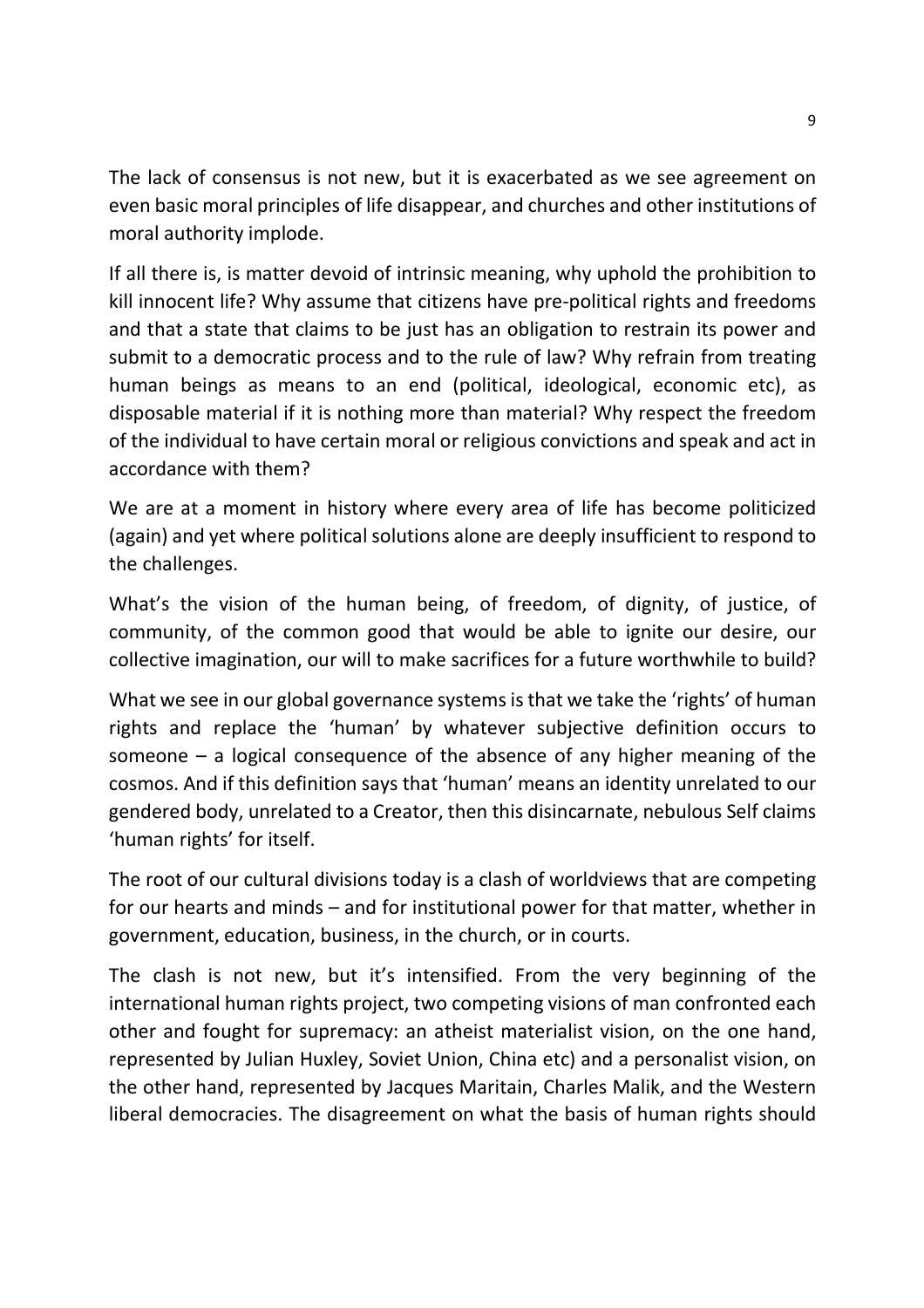The lack of consensus is not new, but it is exacerbated as we see agreement on even basic moral principles of life disappear, and churches and other institutions of moral authority implode.

If all there is, is matter devoid of intrinsic meaning, why uphold the prohibition to kill innocent life? Why assume that citizens have pre-political rights and freedoms and that a state that claims to be just has an obligation to restrain its power and submit to a democratic process and to the rule of law? Why refrain from treating human beings as means to an end (political, ideological, economic etc), as disposable material if it is nothing more than material? Why respect the freedom of the individual to have certain moral or religious convictions and speak and act in accordance with them?

We are at a moment in history where every area of life has become politicized (again) and yet where political solutions alone are deeply insufficient to respond to the challenges.

What's the vision of the human being, of freedom, of dignity, of justice, of community, of the common good that would be able to ignite our desire, our collective imagination, our will to make sacrifices for a future worthwhile to build?

What we see in our global governance systems is that we take the 'rights' of human rights and replace the 'human' by whatever subjective definition occurs to someone – a logical consequence of the absence of any higher meaning of the cosmos. And if this definition says that 'human' means an identity unrelated to our gendered body, unrelated to a Creator, then this disincarnate, nebulous Self claims 'human rights' for itself.

The root of our cultural divisions today is a clash of worldviews that are competing for our hearts and minds – and for institutional power for that matter, whether in government, education, business, in the church, or in courts.

The clash is not new, but it's intensified. From the very beginning of the international human rights project, two competing visions of man confronted each other and fought for supremacy: an atheist materialist vision, on the one hand, represented by Julian Huxley, Soviet Union, China etc) and a personalist vision, on the other hand, represented by Jacques Maritain, Charles Malik, and the Western liberal democracies. The disagreement on what the basis of human rights should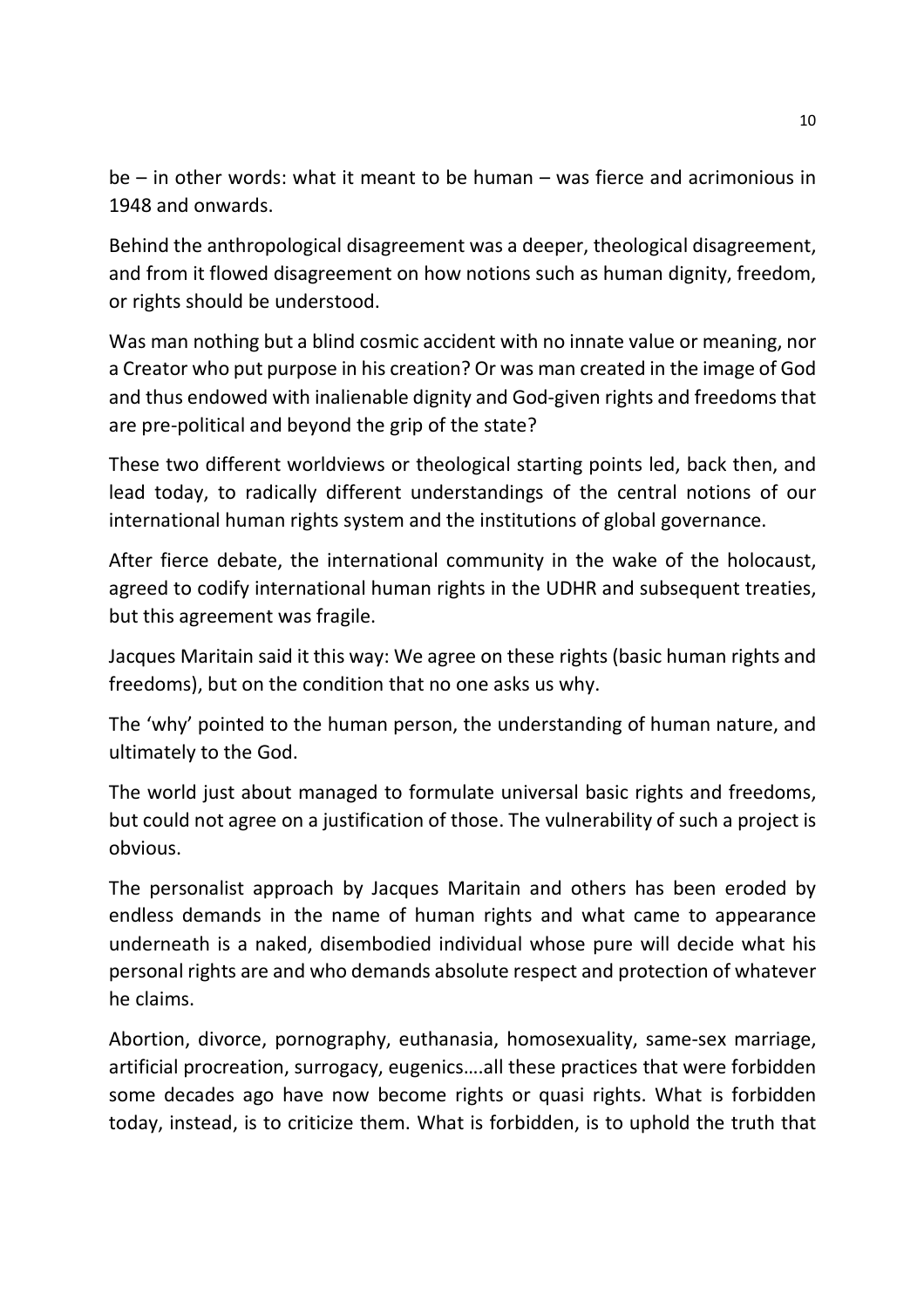be – in other words: what it meant to be human – was fierce and acrimonious in 1948 and onwards.

Behind the anthropological disagreement was a deeper, theological disagreement, and from it flowed disagreement on how notions such as human dignity, freedom, or rights should be understood.

Was man nothing but a blind cosmic accident with no innate value or meaning, nor a Creator who put purpose in his creation? Or was man created in the image of God and thus endowed with inalienable dignity and God-given rights and freedoms that are pre-political and beyond the grip of the state?

These two different worldviews or theological starting points led, back then, and lead today, to radically different understandings of the central notions of our international human rights system and the institutions of global governance.

After fierce debate, the international community in the wake of the holocaust, agreed to codify international human rights in the UDHR and subsequent treaties, but this agreement was fragile.

Jacques Maritain said it this way: We agree on these rights (basic human rights and freedoms), but on the condition that no one asks us why.

The 'why' pointed to the human person, the understanding of human nature, and ultimately to the God.

The world just about managed to formulate universal basic rights and freedoms, but could not agree on a justification of those. The vulnerability of such a project is obvious.

The personalist approach by Jacques Maritain and others has been eroded by endless demands in the name of human rights and what came to appearance underneath is a naked, disembodied individual whose pure will decide what his personal rights are and who demands absolute respect and protection of whatever he claims.

Abortion, divorce, pornography, euthanasia, homosexuality, same-sex marriage, artificial procreation, surrogacy, eugenics….all these practices that were forbidden some decades ago have now become rights or quasi rights. What is forbidden today, instead, is to criticize them. What is forbidden, is to uphold the truth that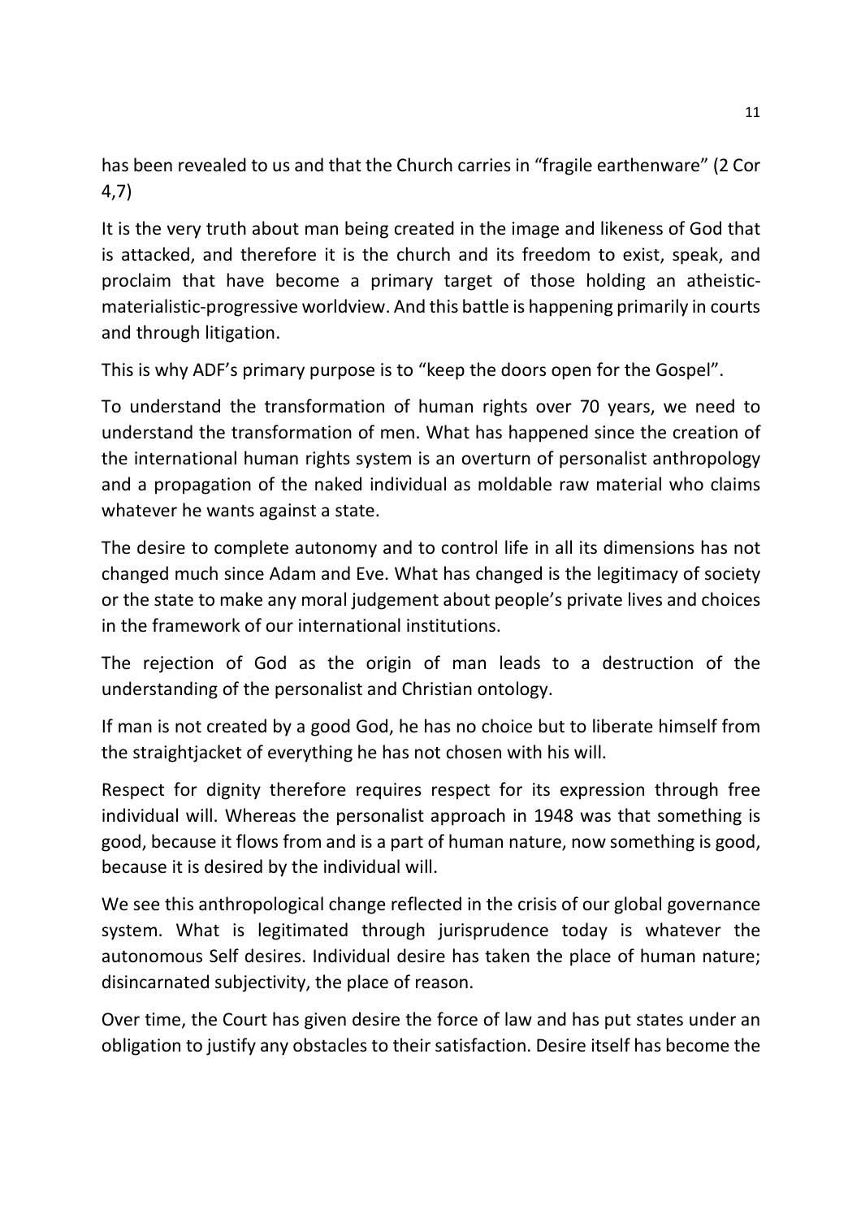has been revealed to us and that the Church carries in "fragile earthenware" (2 Cor 4,7)

It is the very truth about man being created in the image and likeness of God that is attacked, and therefore it is the church and its freedom to exist, speak, and proclaim that have become a primary target of those holding an atheistic-materialistic-progressive worldview. And this battle is happening primarily in courts and through litigation.

This is why ADF's primary purpose is to "keep the doors open for the Gospel".

To understand the transformation of human rights over 70 years, we need to understand the transformation of men. What has happened since the creation of the international human rights system is an overturn of personalist anthropology and a propagation of the naked individual as moldable raw material who claims whatever he wants against a state.

The desire to complete autonomy and to control life in all its dimensions has not changed much since Adam and Eve. What has changed is the legitimacy of society or the state to make any moral judgement about people's private lives and choices in the framework of our international institutions.

The rejection of God as the origin of man leads to a destruction of the understanding of the personalist and Christian ontology.

If man is not created by a good God, he has no choice but to liberate himself from the straightjacket of everything he has not chosen with his will.

Respect for dignity therefore requires respect for its expression through free individual will. Whereas the personalist approach in 1948 was that something is good, because it flows from and is a part of human nature, now something is good, because it is desired by the individual will.

We see this anthropological change reflected in the crisis of our global governance system. What is legitimated through jurisprudence today is whatever the autonomous Self desires. Individual desire has taken the place of human nature; disincarnated subjectivity, the place of reason.

Over time, the Court has given desire the force of law and has put states under an obligation to justify any obstacles to their satisfaction. Desire itself has become the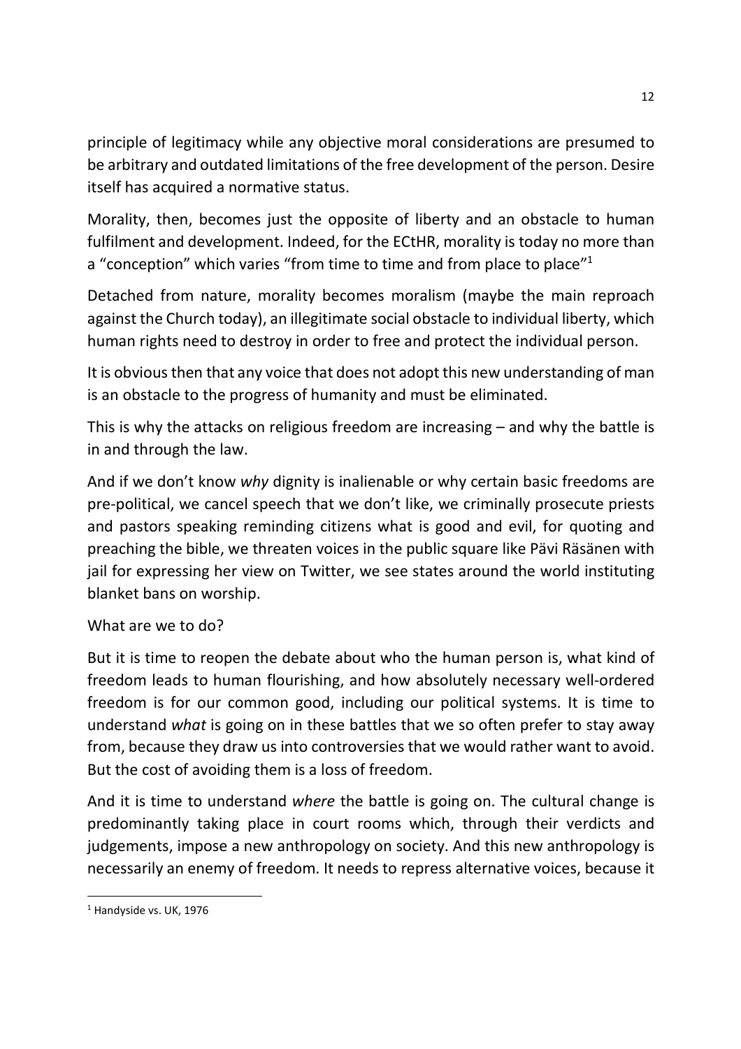principle of legitimacy while any objective moral considerations are presumed to be arbitrary and outdated limitations of the free development of the person. Desire itself has acquired a normative status.

Morality, then, becomes just the opposite of liberty and an obstacle to human fulfilment and development. Indeed, for the ECtHR, morality is today no more than a "conception" which varies "from time to time and from place to place"[1]

Detached from nature, morality becomes moralism (maybe the main reproach against the Church today), an illegitimate social obstacle to individual liberty, which human rights need to destroy in order to free and protect the individual person.

It is obvious then that any voice that does not adopt this new understanding of man is an obstacle to the progress of humanity and must be eliminated.

This is why the attacks on religious freedom are increasing – and why the battle is in and through the law.

And if we don't know *why* dignity is inalienable or why certain basic freedoms are pre-political, we cancel speech that we don't like, we criminally prosecute priests and pastors speaking reminding citizens what is good and evil, for quoting and preaching the bible, we threaten voices in the public square like Pävi Räsänen with jail for expressing her view on Twitter, we see states around the world instituting blanket bans on worship.

What are we to do?

But it is time to reopen the debate about who the human person is, what kind of freedom leads to human flourishing, and how absolutely necessary well-ordered freedom is for our common good, including our political systems. It is time to understand *what* is going on in these battles that we so often prefer to stay away from, because they draw us into controversies that we would rather want to avoid. But the cost of avoiding them is a loss of freedom.

And it is time to understand *where* the battle is going on. The cultural change is predominantly taking place in court rooms which, through their verdicts and judgements, impose a new anthropology on society. And this new anthropology is necessarily an enemy of freedom. It needs to repress alternative voices, because it

---

[1] Handyside vs. UK, 1976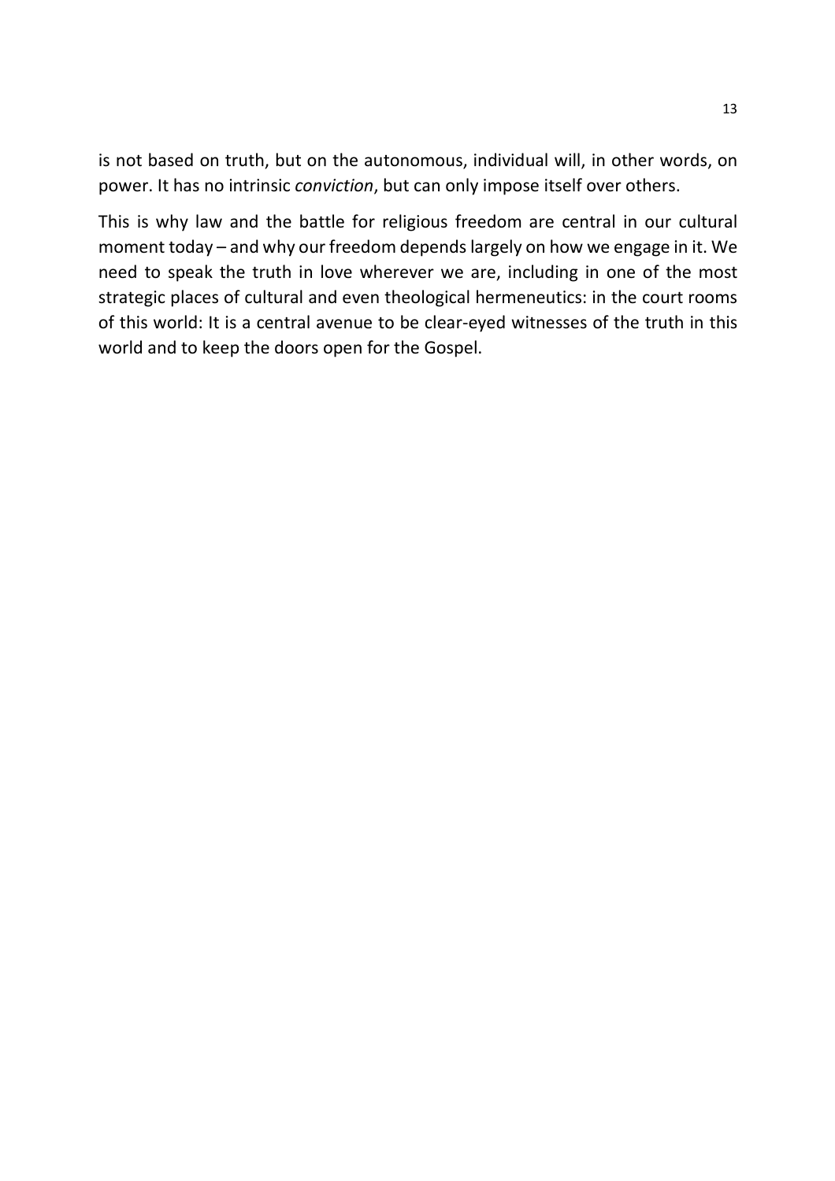is not based on truth, but on the autonomous, individual will, in other words, on power. It has no intrinsic *conviction*, but can only impose itself over others.

This is why law and the battle for religious freedom are central in our cultural moment today – and why our freedom depends largely on how we engage in it. We need to speak the truth in love wherever we are, including in one of the most strategic places of cultural and even theological hermeneutics: in the court rooms of this world: It is a central avenue to be clear-eyed witnesses of the truth in this world and to keep the doors open for the Gospel.